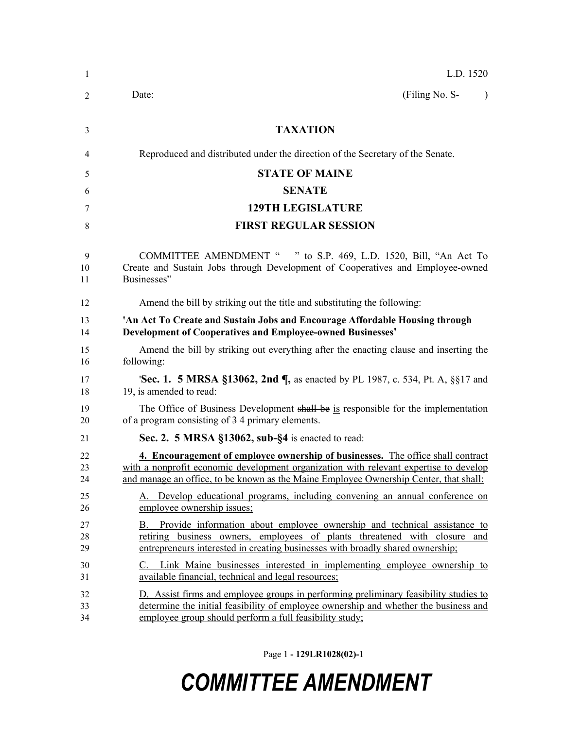L.D. 1520

Date: (Filing No. S- )

**TAXATION**

Reproduced and distributed under the direction of the Secretary of the Senate.

**STATE OF MAINE**

**SENATE**

**129TH LEGISLATURE**

**FIRST REGULAR SESSION**

COMMITTEE AMENDMENT " " to S.P. 469, L.D. 1520, Bill, "An Act To Create and Sustain Jobs through Development of Cooperatives and Employee-owned Businesses"

Amend the bill by striking out the title and substituting the following:

**'An Act To Create and Sustain Jobs and Encourage Affordable Housing through Development of Cooperatives and Employee-owned Businesses'**

Amend the bill by striking out everything after the enacting clause and inserting the following:

'**Sec. 1. 5 MRSA §13062, 2nd ¶,** as enacted by PL 1987, c. 534, Pt. A, §§17 and 19, is amended to read:

The Office of Business Development ~~shall be~~ is responsible for the implementation of a program consisting of ~~3~~ 4 primary elements.

**Sec. 2. 5 MRSA §13062, sub-§4** is enacted to read:

**4. Encouragement of employee ownership of businesses.** The office shall contract with a nonprofit economic development organization with relevant expertise to develop and manage an office, to be known as the Maine Employee Ownership Center, that shall:

A. Develop educational programs, including convening an annual conference on employee ownership issues;

B. Provide information about employee ownership and technical assistance to retiring business owners, employees of plants threatened with closure and entrepreneurs interested in creating businesses with broadly shared ownership;

C. Link Maine businesses interested in implementing employee ownership to available financial, technical and legal resources;

D. Assist firms and employee groups in performing preliminary feasibility studies to determine the initial feasibility of employee ownership and whether the business and employee group should perform a full feasibility study;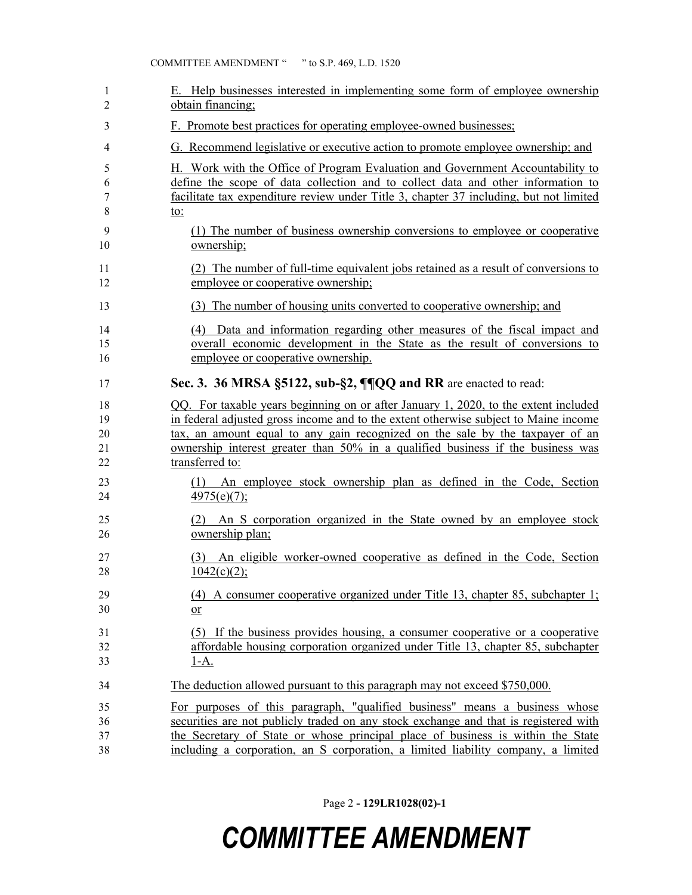E. Help businesses interested in implementing some form of employee ownership obtain financing;

F. Promote best practices for operating employee-owned businesses;

G. Recommend legislative or executive action to promote employee ownership; and

H. Work with the Office of Program Evaluation and Government Accountability to define the scope of data collection and to collect data and other information to facilitate tax expenditure review under Title 3, chapter 37 including, but not limited to:

(1) The number of business ownership conversions to employee or cooperative ownership;

(2) The number of full-time equivalent jobs retained as a result of conversions to employee or cooperative ownership;

(3) The number of housing units converted to cooperative ownership; and

(4) Data and information regarding other measures of the fiscal impact and overall economic development in the State as the result of conversions to employee or cooperative ownership.

**Sec. 3. 36 MRSA §5122, sub-§2, ¶¶QQ and RR** are enacted to read:

QQ. For taxable years beginning on or after January 1, 2020, to the extent included in federal adjusted gross income and to the extent otherwise subject to Maine income tax, an amount equal to any gain recognized on the sale by the taxpayer of an ownership interest greater than 50% in a qualified business if the business was transferred to:

(1) An employee stock ownership plan as defined in the Code, Section 4975(e)(7);

(2) An S corporation organized in the State owned by an employee stock ownership plan;

(3) An eligible worker-owned cooperative as defined in the Code, Section 1042(c)(2);

(4) A consumer cooperative organized under Title 13, chapter 85, subchapter 1; or

(5) If the business provides housing, a consumer cooperative or a cooperative affordable housing corporation organized under Title 13, chapter 85, subchapter 1-A.

The deduction allowed pursuant to this paragraph may not exceed $750,000.

For purposes of this paragraph, "qualified business" means a business whose securities are not publicly traded on any stock exchange and that is registered with the Secretary of State or whose principal place of business is within the State including a corporation, an S corporation, a limited liability company, a limited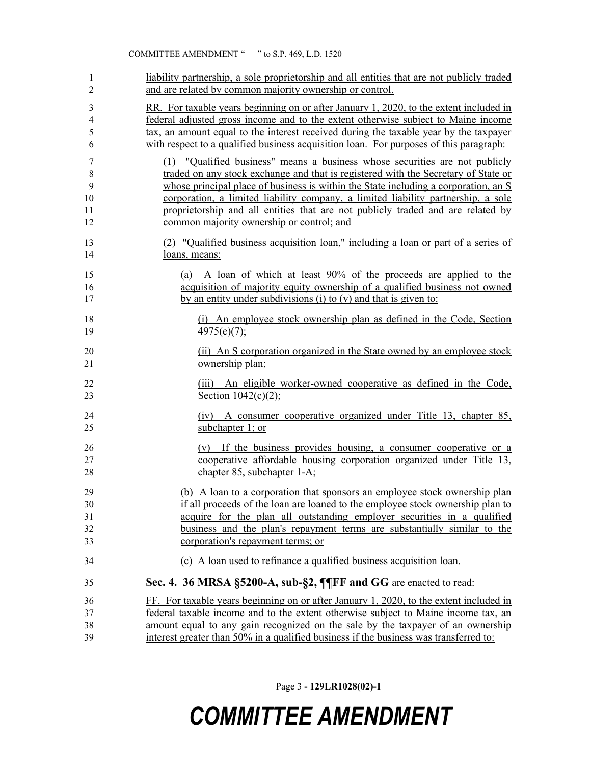liability partnership, a sole proprietorship and all entities that are not publicly traded and are related by common majority ownership or control.

RR. For taxable years beginning on or after January 1, 2020, to the extent included in federal adjusted gross income and to the extent otherwise subject to Maine income tax, an amount equal to the interest received during the taxable year by the taxpayer with respect to a qualified business acquisition loan. For purposes of this paragraph:

(1) "Qualified business" means a business whose securities are not publicly traded on any stock exchange and that is registered with the Secretary of State or whose principal place of business is within the State including a corporation, an S corporation, a limited liability company, a limited liability partnership, a sole proprietorship and all entities that are not publicly traded and are related by common majority ownership or control; and

(2) "Qualified business acquisition loan," including a loan or part of a series of loans, means:

(a) A loan of which at least 90% of the proceeds are applied to the acquisition of majority equity ownership of a qualified business not owned by an entity under subdivisions (i) to (v) and that is given to:

(i) An employee stock ownership plan as defined in the Code, Section 4975(e)(7);

(ii) An S corporation organized in the State owned by an employee stock ownership plan;

(iii) An eligible worker-owned cooperative as defined in the Code, Section 1042(c)(2);

(iv) A consumer cooperative organized under Title 13, chapter 85, subchapter 1; or

(v) If the business provides housing, a consumer cooperative or a cooperative affordable housing corporation organized under Title 13, chapter 85, subchapter 1-A;

(b) A loan to a corporation that sponsors an employee stock ownership plan if all proceeds of the loan are loaned to the employee stock ownership plan to acquire for the plan all outstanding employer securities in a qualified business and the plan's repayment terms are substantially similar to the corporation's repayment terms; or

(c) A loan used to refinance a qualified business acquisition loan.

**Sec. 4. 36 MRSA §5200-A, sub-§2, ¶¶FF and GG** are enacted to read:

FF. For taxable years beginning on or after January 1, 2020, to the extent included in federal taxable income and to the extent otherwise subject to Maine income tax, an amount equal to any gain recognized on the sale by the taxpayer of an ownership interest greater than 50% in a qualified business if the business was transferred to: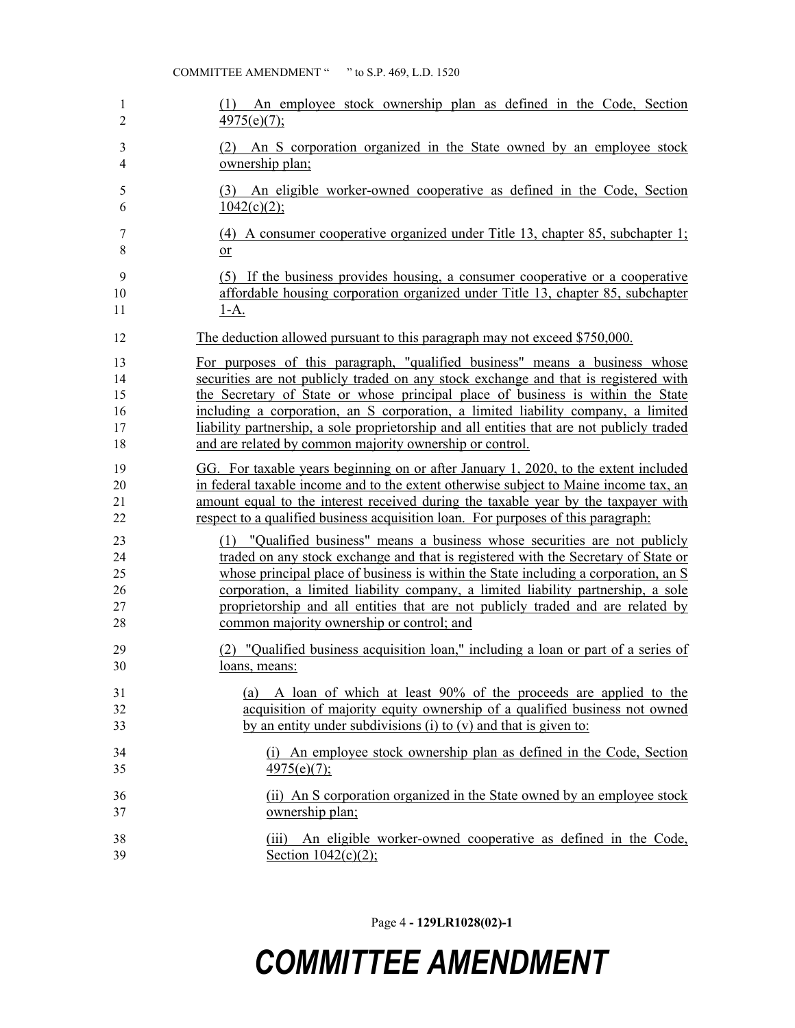(1) An employee stock ownership plan as defined in the Code, Section 4975(e)(7);

(2) An S corporation organized in the State owned by an employee stock ownership plan;

(3) An eligible worker-owned cooperative as defined in the Code, Section 1042(c)(2);

(4) A consumer cooperative organized under Title 13, chapter 85, subchapter 1; or

(5) If the business provides housing, a consumer cooperative or a cooperative affordable housing corporation organized under Title 13, chapter 85, subchapter 1-A.

The deduction allowed pursuant to this paragraph may not exceed $750,000.

For purposes of this paragraph, "qualified business" means a business whose securities are not publicly traded on any stock exchange and that is registered with the Secretary of State or whose principal place of business is within the State including a corporation, an S corporation, a limited liability company, a limited liability partnership, a sole proprietorship and all entities that are not publicly traded and are related by common majority ownership or control.

GG. For taxable years beginning on or after January 1, 2020, to the extent included in federal taxable income and to the extent otherwise subject to Maine income tax, an amount equal to the interest received during the taxable year by the taxpayer with respect to a qualified business acquisition loan. For purposes of this paragraph:

(1) "Qualified business" means a business whose securities are not publicly traded on any stock exchange and that is registered with the Secretary of State or whose principal place of business is within the State including a corporation, an S corporation, a limited liability company, a limited liability partnership, a sole proprietorship and all entities that are not publicly traded and are related by common majority ownership or control; and

(2) "Qualified business acquisition loan," including a loan or part of a series of loans, means:

(a) A loan of which at least 90% of the proceeds are applied to the acquisition of majority equity ownership of a qualified business not owned by an entity under subdivisions (i) to (v) and that is given to:

(i) An employee stock ownership plan as defined in the Code, Section 4975(e)(7);

(ii) An S corporation organized in the State owned by an employee stock ownership plan;

(iii) An eligible worker-owned cooperative as defined in the Code, Section 1042(c)(2);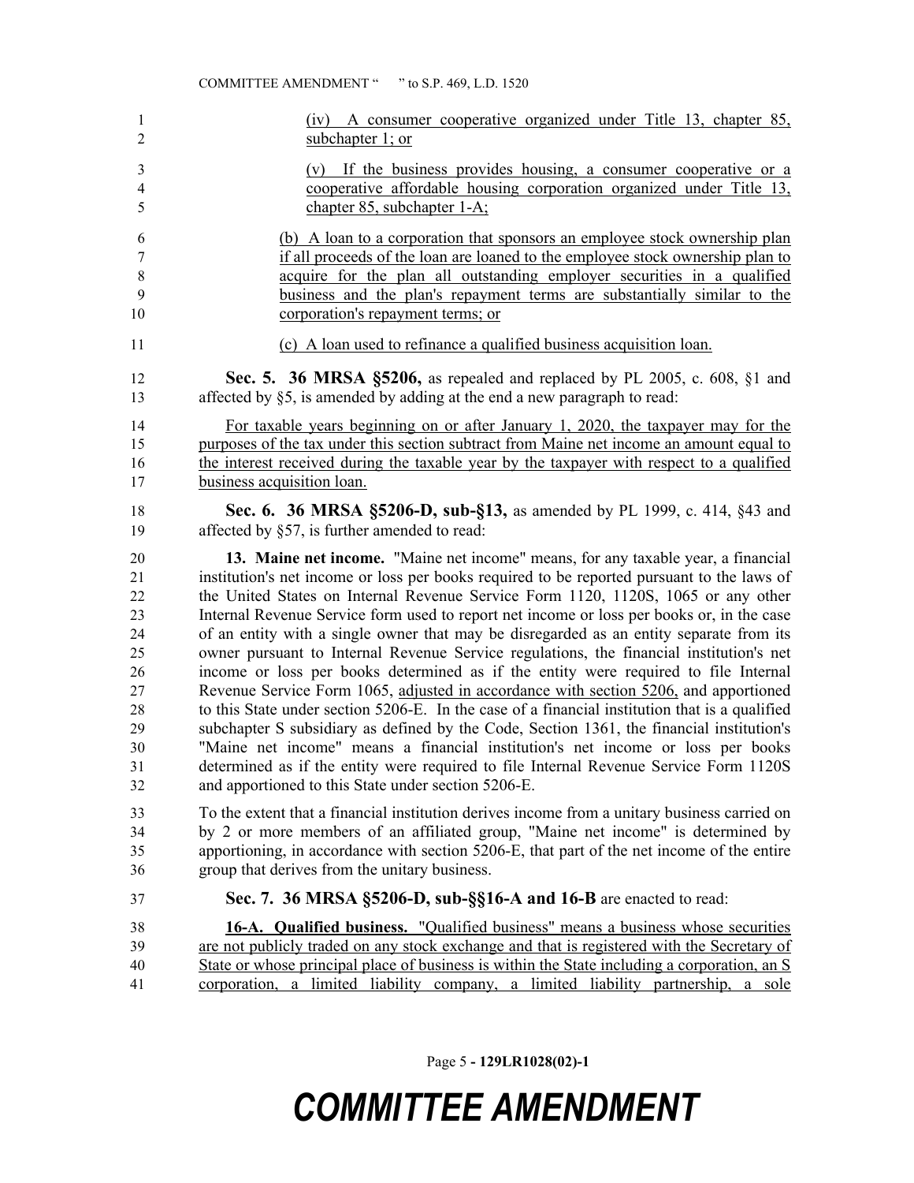(iv) A consumer cooperative organized under Title 13, chapter 85, subchapter 1; or

(v) If the business provides housing, a consumer cooperative or a cooperative affordable housing corporation organized under Title 13, chapter 85, subchapter 1-A;

(b) A loan to a corporation that sponsors an employee stock ownership plan if all proceeds of the loan are loaned to the employee stock ownership plan to acquire for the plan all outstanding employer securities in a qualified business and the plan's repayment terms are substantially similar to the corporation's repayment terms; or

(c) A loan used to refinance a qualified business acquisition loan.

**Sec. 5. 36 MRSA §5206,** as repealed and replaced by PL 2005, c. 608, §1 and affected by §5, is amended by adding at the end a new paragraph to read:

For taxable years beginning on or after January 1, 2020, the taxpayer may for the purposes of the tax under this section subtract from Maine net income an amount equal to the interest received during the taxable year by the taxpayer with respect to a qualified business acquisition loan.

**Sec. 6. 36 MRSA §5206-D, sub-§13,** as amended by PL 1999, c. 414, §43 and affected by §57, is further amended to read:

**13. Maine net income.** "Maine net income" means, for any taxable year, a financial institution's net income or loss per books required to be reported pursuant to the laws of the United States on Internal Revenue Service Form 1120, 1120S, 1065 or any other Internal Revenue Service form used to report net income or loss per books or, in the case of an entity with a single owner that may be disregarded as an entity separate from its owner pursuant to Internal Revenue Service regulations, the financial institution's net income or loss per books determined as if the entity were required to file Internal Revenue Service Form 1065, adjusted in accordance with section 5206, and apportioned to this State under section 5206-E. In the case of a financial institution that is a qualified subchapter S subsidiary as defined by the Code, Section 1361, the financial institution's "Maine net income" means a financial institution's net income or loss per books determined as if the entity were required to file Internal Revenue Service Form 1120S and apportioned to this State under section 5206-E.

To the extent that a financial institution derives income from a unitary business carried on by 2 or more members of an affiliated group, "Maine net income" is determined by apportioning, in accordance with section 5206-E, that part of the net income of the entire group that derives from the unitary business.

**Sec. 7. 36 MRSA §5206-D, sub-§§16-A and 16-B** are enacted to read:

**16-A. Qualified business.** "Qualified business" means a business whose securities are not publicly traded on any stock exchange and that is registered with the Secretary of State or whose principal place of business is within the State including a corporation, an S corporation, a limited liability company, a limited liability partnership, a sole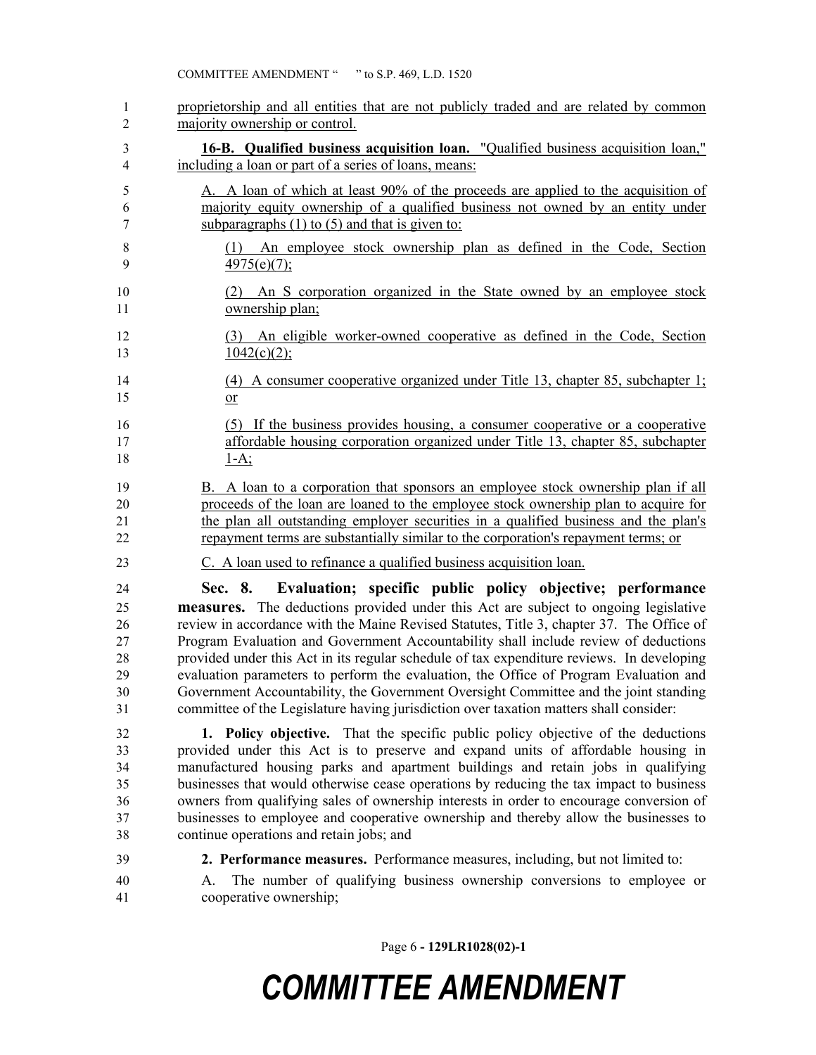proprietorship and all entities that are not publicly traded and are related by common majority ownership or control.

**16-B. Qualified business acquisition loan.** "Qualified business acquisition loan," including a loan or part of a series of loans, means:

A. A loan of which at least 90% of the proceeds are applied to the acquisition of majority equity ownership of a qualified business not owned by an entity under subparagraphs (1) to (5) and that is given to:

(1) An employee stock ownership plan as defined in the Code, Section 4975(e)(7);

(2) An S corporation organized in the State owned by an employee stock ownership plan;

(3) An eligible worker-owned cooperative as defined in the Code, Section 1042(c)(2);

(4) A consumer cooperative organized under Title 13, chapter 85, subchapter 1; or

(5) If the business provides housing, a consumer cooperative or a cooperative affordable housing corporation organized under Title 13, chapter 85, subchapter 1-A;

B. A loan to a corporation that sponsors an employee stock ownership plan if all proceeds of the loan are loaned to the employee stock ownership plan to acquire for the plan all outstanding employer securities in a qualified business and the plan's repayment terms are substantially similar to the corporation's repayment terms; or

C. A loan used to refinance a qualified business acquisition loan.

**Sec. 8. Evaluation; specific public policy objective; performance measures.** The deductions provided under this Act are subject to ongoing legislative review in accordance with the Maine Revised Statutes, Title 3, chapter 37. The Office of Program Evaluation and Government Accountability shall include review of deductions provided under this Act in its regular schedule of tax expenditure reviews. In developing evaluation parameters to perform the evaluation, the Office of Program Evaluation and Government Accountability, the Government Oversight Committee and the joint standing committee of the Legislature having jurisdiction over taxation matters shall consider:

**1. Policy objective.** That the specific public policy objective of the deductions provided under this Act is to preserve and expand units of affordable housing in manufactured housing parks and apartment buildings and retain jobs in qualifying businesses that would otherwise cease operations by reducing the tax impact to business owners from qualifying sales of ownership interests in order to encourage conversion of businesses to employee and cooperative ownership and thereby allow the businesses to continue operations and retain jobs; and

**2. Performance measures.** Performance measures, including, but not limited to:

A. The number of qualifying business ownership conversions to employee or cooperative ownership;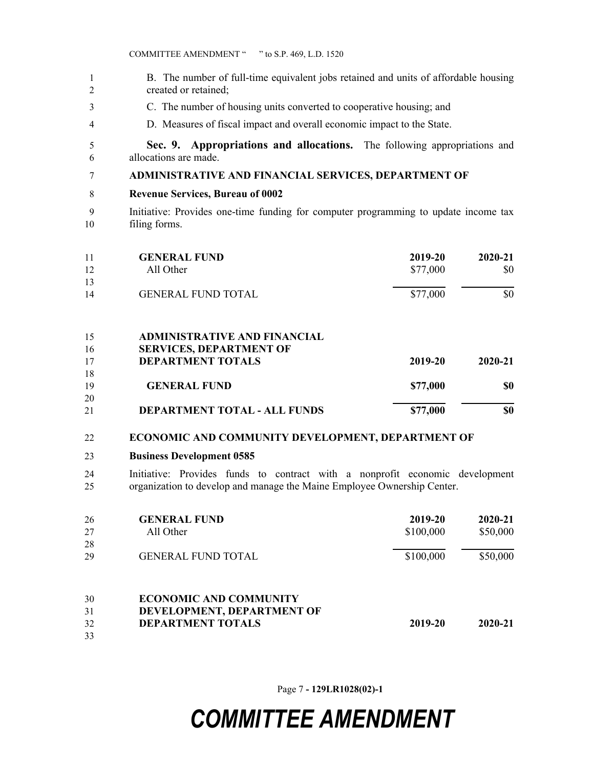B. The number of full-time equivalent jobs retained and units of affordable housing created or retained;

C. The number of housing units converted to cooperative housing; and

D. Measures of fiscal impact and overall economic impact to the State.

**Sec. 9. Appropriations and allocations.** The following appropriations and allocations are made.

**ADMINISTRATIVE AND FINANCIAL SERVICES, DEPARTMENT OF**

**Revenue Services, Bureau of 0002**

Initiative: Provides one-time funding for computer programming to update income tax filing forms.

| **GENERAL FUND** | **2019-20** | **2020-21** |
|---|---|---|
| All Other | $77,000 | $0 |
| GENERAL FUND TOTAL | $77,000 | $0 |

| **ADMINISTRATIVE AND FINANCIAL SERVICES, DEPARTMENT OF DEPARTMENT TOTALS** | **2019-20** | **2020-21** |
|---|---|---|
| **GENERAL FUND** | **$77,000** | **$0** |
| **DEPARTMENT TOTAL - ALL FUNDS** | **$77,000** | **$0** |

**ECONOMIC AND COMMUNITY DEVELOPMENT, DEPARTMENT OF**

**Business Development 0585**

Initiative: Provides funds to contract with a nonprofit economic development organization to develop and manage the Maine Employee Ownership Center.

| **GENERAL FUND** | **2019-20** | **2020-21** |
|---|---|---|
| All Other | $100,000 | $50,000 |
| GENERAL FUND TOTAL | $100,000 | $50,000 |

| **ECONOMIC AND COMMUNITY DEVELOPMENT, DEPARTMENT OF DEPARTMENT TOTALS** | **2019-20** | **2020-21** |
|---|---|---|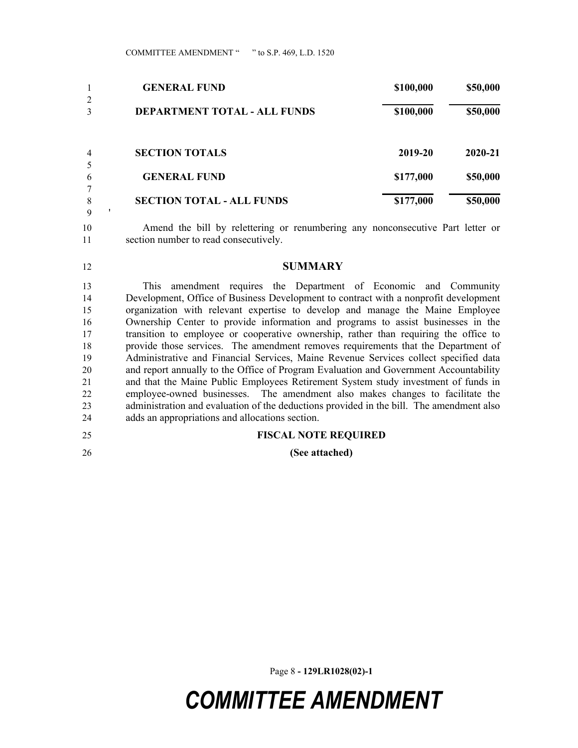| | | |
|---|---|---|
| **GENERAL FUND** | **$100,000** | **$50,000** |
| **DEPARTMENT TOTAL - ALL FUNDS** | **$100,000** | **$50,000** |

| **SECTION TOTALS** | **2019-20** | **2020-21** |
|---|---|---|
| **GENERAL FUND** | **$177,000** | **$50,000** |
| **SECTION TOTAL - ALL FUNDS** | **$177,000** | **$50,000** |

'

Amend the bill by relettering or renumbering any nonconsecutive Part letter or section number to read consecutively.

## SUMMARY

This amendment requires the Department of Economic and Community Development, Office of Business Development to contract with a nonprofit development organization with relevant expertise to develop and manage the Maine Employee Ownership Center to provide information and programs to assist businesses in the transition to employee or cooperative ownership, rather than requiring the office to provide those services. The amendment removes requirements that the Department of Administrative and Financial Services, Maine Revenue Services collect specified data and report annually to the Office of Program Evaluation and Government Accountability and that the Maine Public Employees Retirement System study investment of funds in employee-owned businesses. The amendment also makes changes to facilitate the administration and evaluation of the deductions provided in the bill. The amendment also adds an appropriations and allocations section.

**FISCAL NOTE REQUIRED**

**(See attached)**